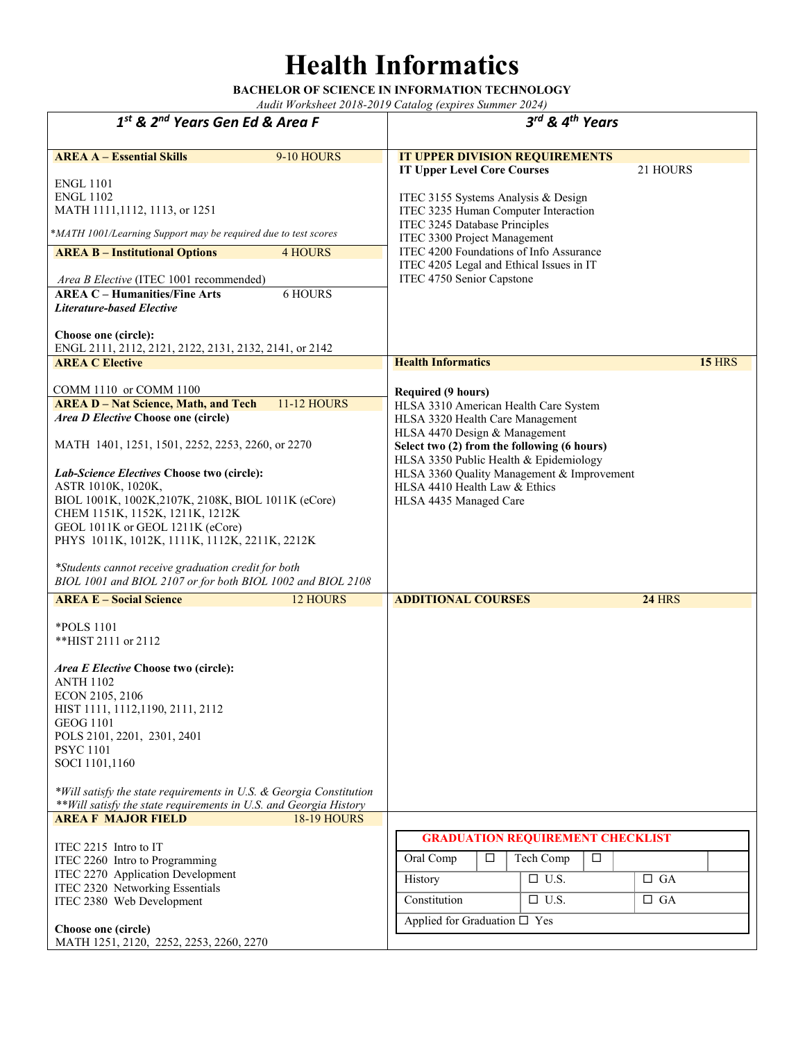# Health Informatics

**BACHELOR OF SCIENCE IN INFORMATION TECHNOLOGY**

*Audit Worksheet 2018-2019 Catalog (expires Summer 2024)*

## 1st & 2nd Years Gen Ed & Area F

**AREA A – Essential Skills** 9-10 HOURS

ENGL 1101
ENGL 1102
MATH 1111,1112, 1113, or 1251

*MATH 1001/Learning Support may be required due to test scores*

**AREA B – Institutional Options** 4 HOURS

*Area B Elective* (ITEC 1001 recommended)

**AREA C – Humanities/Fine Arts** 6 HOURS

***Literature-based Elective***

**Choose one (circle):**
ENGL 2111, 2112, 2121, 2122, 2131, 2132, 2141, or 2142

**AREA C Elective**

COMM 1110 or COMM 1100

**AREA D – Nat Science, Math, and Tech** 11-12 HOURS

***Area D Elective*** **Choose one (circle)**

MATH 1401, 1251, 1501, 2252, 2253, 2260, or 2270

***Lab-Science Electives*** **Choose two (circle):**
ASTR 1010K, 1020K,
BIOL 1001K, 1002K,2107K, 2108K, BIOL 1011K (eCore)
CHEM 1151K, 1152K, 1211K, 1212K
GEOL 1011K or GEOL 1211K (eCore)
PHYS 1011K, 1012K, 1111K, 1112K, 2211K, 2212K

*\*Students cannot receive graduation credit for both BIOL 1001 and BIOL 2107 or for both BIOL 1002 and BIOL 2108*

**AREA E – Social Science** 12 HOURS

*POLS 1101
**HIST 2111 or 2112

***Area E Elective*** **Choose two (circle):**
ANTH 1102
ECON 2105, 2106
HIST 1111, 1112,1190, 2111, 2112
GEOG 1101
POLS 2101, 2201, 2301, 2401
PSYC 1101
SOCI 1101,1160

*\*Will satisfy the state requirements in U.S. & Georgia Constitution*
*\*\*Will satisfy the state requirements in U.S. and Georgia History*

**AREA F MAJOR FIELD** 18-19 HOURS

ITEC 2215 Intro to IT
ITEC 2260 Intro to Programming
ITEC 2270 Application Development
ITEC 2320 Networking Essentials
ITEC 2380 Web Development

**Choose one (circle)**
MATH 1251, 2120, 2252, 2253, 2260, 2270

## 3rd & 4th Years

**IT UPPER DIVISION REQUIREMENTS**

**IT Upper Level Core Courses** 21 HOURS

ITEC 3155 Systems Analysis & Design
ITEC 3235 Human Computer Interaction
ITEC 3245 Database Principles
ITEC 3300 Project Management
ITEC 4200 Foundations of Info Assurance
ITEC 4205 Legal and Ethical Issues in IT
ITEC 4750 Senior Capstone

**Health Informatics** **15** HRS

**Required (9 hours)**
HLSA 3310 American Health Care System
HLSA 3320 Health Care Management
HLSA 4470 Design & Management

**Select two (2) from the following (6 hours)**
HLSA 3350 Public Health & Epidemiology
HLSA 3360 Quality Management & Improvement
HLSA 4410 Health Law & Ethics
HLSA 4435 Managed Care

**ADDITIONAL COURSES** **24** HRS

**GRADUATION REQUIREMENT CHECKLIST**

| Oral Comp | ☐ | Tech Comp | ☐ |
|---|---|---|---|
| History | ☐ U.S. | | ☐ GA |
| Constitution | ☐ U.S. | | ☐ GA |
| Applied for Graduation ☐ Yes | | | |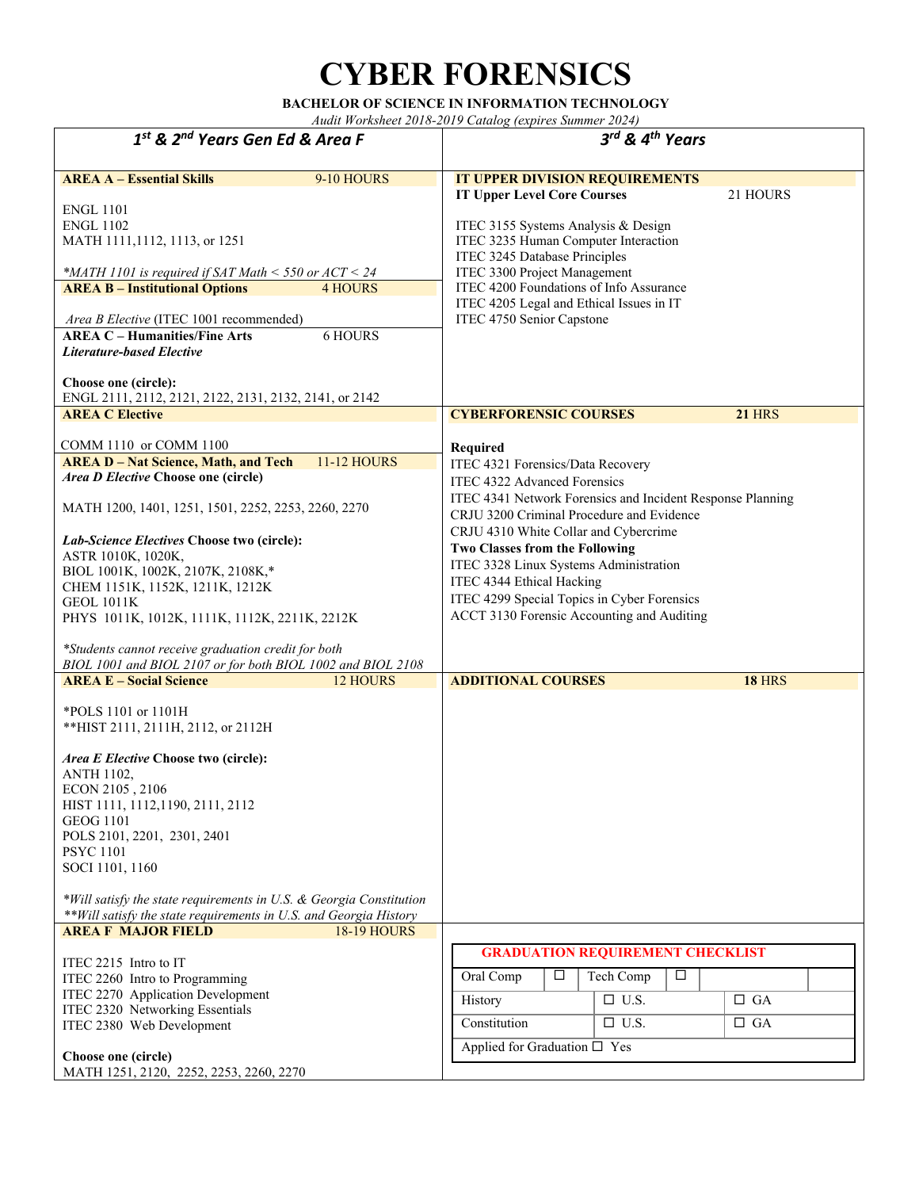# CYBER FORENSICS

**BACHELOR OF SCIENCE IN INFORMATION TECHNOLOGY**

*Audit Worksheet 2018-2019 Catalog (expires Summer 2024)*

## 1st & 2nd Years Gen Ed & Area F

**AREA A – Essential Skills** 9-10 HOURS

ENGL 1101
ENGL 1102
MATH 1111,1112, 1113, or 1251

**MATH 1101 is required if SAT Math < 550 or ACT < 24*

**AREA B – Institutional Options** 4 HOURS

*Area B Elective* (ITEC 1001 recommended)

**AREA C – Humanities/Fine Arts** 6 HOURS

***Literature-based Elective***

**Choose one (circle):**
ENGL 2111, 2112, 2121, 2122, 2131, 2132, 2141, or 2142

**AREA C Elective**

COMM 1110 or COMM 1100

**AREA D – Nat Science, Math, and Tech** 11-12 HOURS

***Area D Elective* Choose one (circle)**

MATH 1200, 1401, 1251, 1501, 2252, 2253, 2260, 2270

***Lab-Science Electives* Choose two (circle):**
ASTR 1010K, 1020K,
BIOL 1001K, 1002K, 2107K, 2108K,*
CHEM 1151K, 1152K, 1211K, 1212K
GEOL 1011K
PHYS 1011K, 1012K, 1111K, 1112K, 2211K, 2212K

**Students cannot receive graduation credit for both BIOL 1001 and BIOL 2107 or for both BIOL 1002 and BIOL 2108*

**AREA E – Social Science** 12 HOURS

*POLS 1101 or 1101H
**HIST 2111, 2111H, 2112, or 2112H

***Area E Elective* Choose two (circle):**
ANTH 1102,
ECON 2105 , 2106
HIST 1111, 1112,1190, 2111, 2112
GEOG 1101
POLS 2101, 2201, 2301, 2401
PSYC 1101
SOCI 1101, 1160

**Will satisfy the state requirements in U.S. & Georgia Constitution*
***Will satisfy the state requirements in U.S. and Georgia History*

**AREA F MAJOR FIELD** 18-19 HOURS

ITEC 2215 Intro to IT
ITEC 2260 Intro to Programming
ITEC 2270 Application Development
ITEC 2320 Networking Essentials
ITEC 2380 Web Development

**Choose one (circle)**
MATH 1251, 2120, 2252, 2253, 2260, 2270

## 3rd & 4th Years

**IT UPPER DIVISION REQUIREMENTS**

**IT Upper Level Core Courses** 21 HOURS

ITEC 3155 Systems Analysis & Design
ITEC 3235 Human Computer Interaction
ITEC 3245 Database Principles
ITEC 3300 Project Management
ITEC 4200 Foundations of Info Assurance
ITEC 4205 Legal and Ethical Issues in IT
ITEC 4750 Senior Capstone

**CYBERFORENSIC COURSES** **21** HRS

**Required**
ITEC 4321 Forensics/Data Recovery
ITEC 4322 Advanced Forensics
ITEC 4341 Network Forensics and Incident Response Planning
CRJU 3200 Criminal Procedure and Evidence
CRJU 4310 White Collar and Cybercrime

**Two Classes from the Following**
ITEC 3328 Linux Systems Administration
ITEC 4344 Ethical Hacking
ITEC 4299 Special Topics in Cyber Forensics
ACCT 3130 Forensic Accounting and Auditing

**ADDITIONAL COURSES** **18** HRS

**GRADUATION REQUIREMENT CHECKLIST**

| Oral Comp ☐ | Tech Comp ☐ | |
|---|---|---|
| History | ☐ U.S. | ☐ GA |
| Constitution | ☐ U.S. | ☐ GA |
| Applied for Graduation ☐ Yes | | |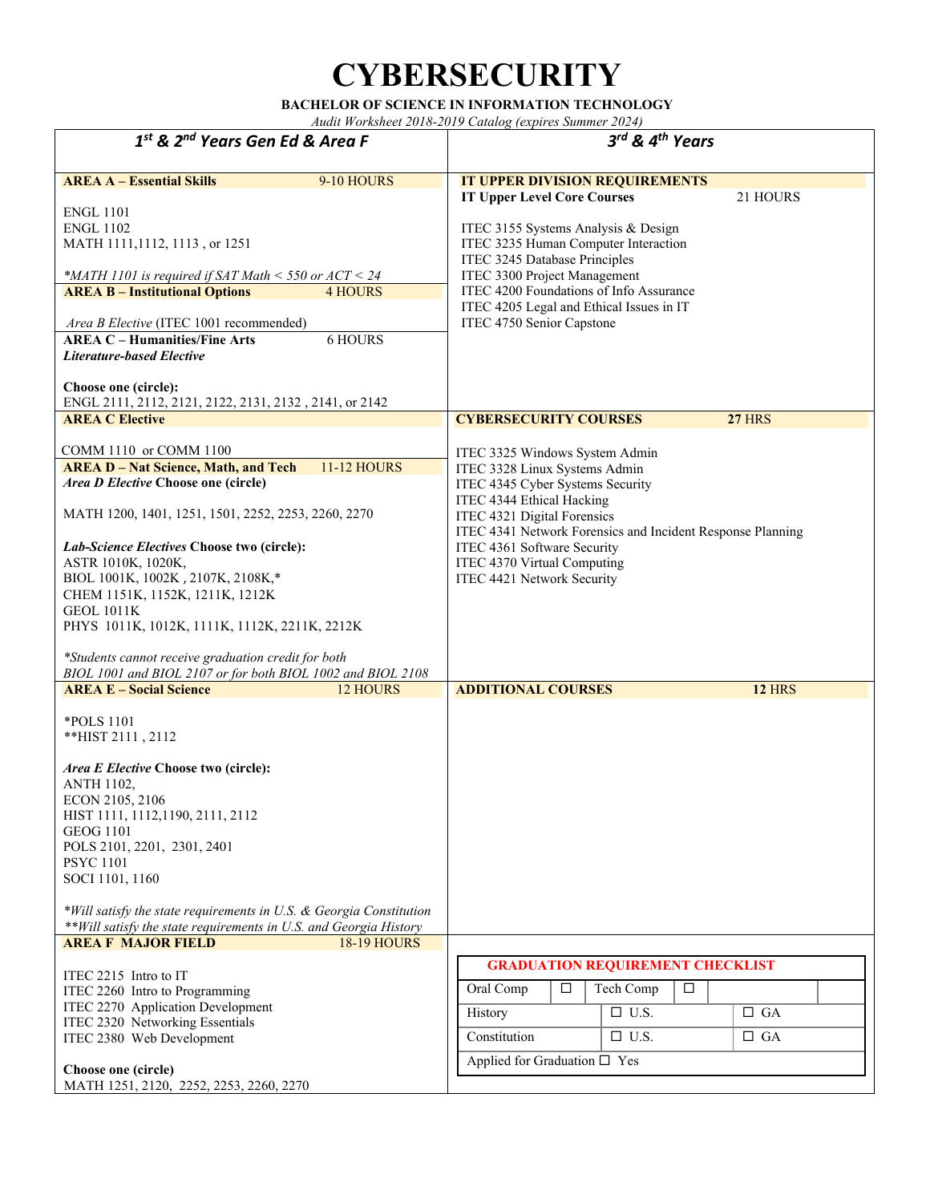# CYBERSECURITY

**BACHELOR OF SCIENCE IN INFORMATION TECHNOLOGY**

*Audit Worksheet 2018-2019 Catalog (expires Summer 2024)*

## 1st & 2nd Years Gen Ed & Area F

**AREA A – Essential Skills** 9-10 HOURS

ENGL 1101
ENGL 1102
MATH 1111,1112, 1113 , or 1251

*\*MATH 1101 is required if SAT Math < 550 or ACT < 24*

**AREA B – Institutional Options** 4 HOURS

*Area B Elective* (ITEC 1001 recommended)

**AREA C – Humanities/Fine Arts** 6 HOURS

***Literature-based Elective***

**Choose one (circle):**
ENGL 2111, 2112, 2121, 2122, 2131, 2132 , 2141, or 2142

**AREA C Elective**

COMM 1110 or COMM 1100

**AREA D – Nat Science, Math, and Tech** 11-12 HOURS

***Area D Elective* Choose one (circle)**

MATH 1200, 1401, 1251, 1501, 2252, 2253, 2260, 2270

***Lab-Science Electives* Choose two (circle):**
ASTR 1010K, 1020K,
BIOL 1001K, 1002K , 2107K, 2108K,*
CHEM 1151K, 1152K, 1211K, 1212K
GEOL 1011K
PHYS 1011K, 1012K, 1111K, 1112K, 2211K, 2212K

*\*Students cannot receive graduation credit for both BIOL 1001 and BIOL 2107 or for both BIOL 1002 and BIOL 2108*

**AREA E – Social Science** 12 HOURS

*POLS 1101
**HIST 2111 , 2112

***Area E Elective* Choose two (circle):**
ANTH 1102,
ECON 2105, 2106
HIST 1111, 1112,1190, 2111, 2112
GEOG 1101
POLS 2101, 2201, 2301, 2401
PSYC 1101
SOCI 1101, 1160

*\*Will satisfy the state requirements in U.S. & Georgia Constitution*
*\*\*Will satisfy the state requirements in U.S. and Georgia History*

**AREA F MAJOR FIELD** 18-19 HOURS

ITEC 2215 Intro to IT
ITEC 2260 Intro to Programming
ITEC 2270 Application Development
ITEC 2320 Networking Essentials
ITEC 2380 Web Development

**Choose one (circle)**
MATH 1251, 2120, 2252, 2253, 2260, 2270

## 3rd & 4th Years

**IT UPPER DIVISION REQUIREMENTS**

**IT Upper Level Core Courses** 21 HOURS

ITEC 3155 Systems Analysis & Design
ITEC 3235 Human Computer Interaction
ITEC 3245 Database Principles
ITEC 3300 Project Management
ITEC 4200 Foundations of Info Assurance
ITEC 4205 Legal and Ethical Issues in IT
ITEC 4750 Senior Capstone

**CYBERSECURITY COURSES** **27** HRS

ITEC 3325 Windows System Admin
ITEC 3328 Linux Systems Admin
ITEC 4345 Cyber Systems Security
ITEC 4344 Ethical Hacking
ITEC 4321 Digital Forensics
ITEC 4341 Network Forensics and Incident Response Planning
ITEC 4361 Software Security
ITEC 4370 Virtual Computing
ITEC 4421 Network Security

**ADDITIONAL COURSES** **12** HRS

**GRADUATION REQUIREMENT CHECKLIST**

| Oral Comp | ☐ | Tech Comp | ☐ |
|---|---|---|---|
| History | ☐ U.S. | ☐ GA | |
| Constitution | ☐ U.S. | ☐ GA | |
| Applied for Graduation ☐ Yes | | | |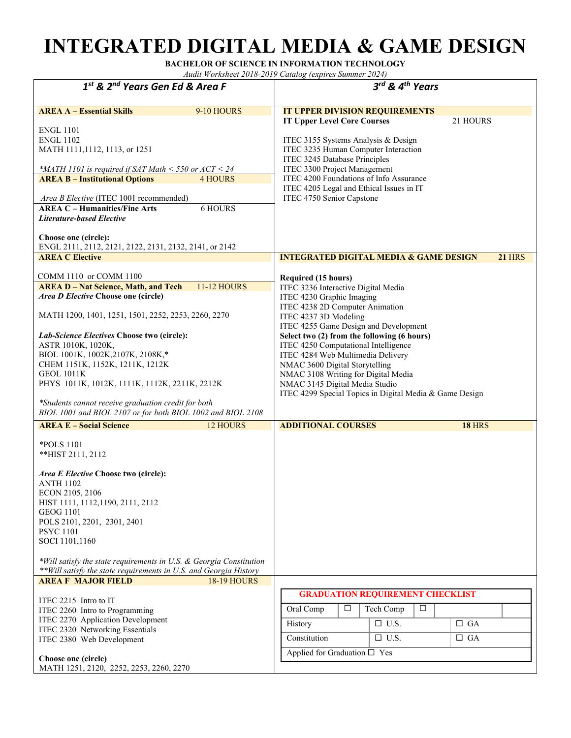# INTEGRATED DIGITAL MEDIA & GAME DESIGN

**BACHELOR OF SCIENCE IN INFORMATION TECHNOLOGY**

*Audit Worksheet 2018-2019 Catalog (expires Summer 2024)*

## 1st & 2nd Years Gen Ed & Area F

**AREA A – Essential Skills** 9-10 HOURS

ENGL 1101
ENGL 1102
MATH 1111,1112, 1113, or 1251

*MATH 1101 is required if SAT Math < 550 or ACT < 24*

**AREA B – Institutional Options** 4 HOURS

*Area B Elective* (ITEC 1001 recommended)

**AREA C – Humanities/Fine Arts** 6 HOURS

***Literature-based Elective***

**Choose one (circle):**
ENGL 2111, 2112, 2121, 2122, 2131, 2132, 2141, or 2142

**AREA C Elective**

COMM 1110 or COMM 1100

**AREA D – Nat Science, Math, and Tech** 11-12 HOURS

***Area D Elective*** **Choose one (circle)**

MATH 1200, 1401, 1251, 1501, 2252, 2253, 2260, 2270

***Lab-Science Electives*** **Choose two (circle):**
ASTR 1010K, 1020K,
BIOL 1001K, 1002K,2107K, 2108K,*
CHEM 1151K, 1152K, 1211K, 1212K
GEOL 1011K
PHYS 1011K, 1012K, 1111K, 1112K, 2211K, 2212K

*\*Students cannot receive graduation credit for both BIOL 1001 and BIOL 2107 or for both BIOL 1002 and BIOL 2108*

**AREA E – Social Science** 12 HOURS

*POLS 1101
**HIST 2111, 2112

***Area E Elective*** **Choose two (circle):**
ANTH 1102
ECON 2105, 2106
HIST 1111, 1112,1190, 2111, 2112
GEOG 1101
POLS 2101, 2201, 2301, 2401
PSYC 1101
SOCI 1101,1160

*\*Will satisfy the state requirements in U.S. & Georgia Constitution*
*\*\*Will satisfy the state requirements in U.S. and Georgia History*

**AREA F MAJOR FIELD** 18-19 HOURS

ITEC 2215 Intro to IT
ITEC 2260 Intro to Programming
ITEC 2270 Application Development
ITEC 2320 Networking Essentials
ITEC 2380 Web Development

**Choose one (circle)**
MATH 1251, 2120, 2252, 2253, 2260, 2270

## 3rd & 4th Years

**IT UPPER DIVISION REQUIREMENTS**

**IT Upper Level Core Courses** 21 HOURS

ITEC 3155 Systems Analysis & Design
ITEC 3235 Human Computer Interaction
ITEC 3245 Database Principles
ITEC 3300 Project Management
ITEC 4200 Foundations of Info Assurance
ITEC 4205 Legal and Ethical Issues in IT
ITEC 4750 Senior Capstone

**INTEGRATED DIGITAL MEDIA & GAME DESIGN** **21** HRS

**Required (15 hours)**
ITEC 3236 Interactive Digital Media
ITEC 4230 Graphic Imaging
ITEC 4238 2D Computer Animation
ITEC 4237 3D Modeling
ITEC 4255 Game Design and Development

**Select two (2) from the following (6 hours)**
ITEC 4250 Computational Intelligence
ITEC 4284 Web Multimedia Delivery
NMAC 3600 Digital Storytelling
NMAC 3108 Writing for Digital Media
NMAC 3145 Digital Media Studio
ITEC 4299 Special Topics in Digital Media & Game Design

**ADDITIONAL COURSES** **18** HRS

**GRADUATION REQUIREMENT CHECKLIST**

| Oral Comp | ☐ | Tech Comp | ☐ |
|---|---|---|---|
| History | ☐ U.S. | ☐ GA | |
| Constitution | ☐ U.S. | ☐ GA | |
| Applied for Graduation ☐ Yes | | | |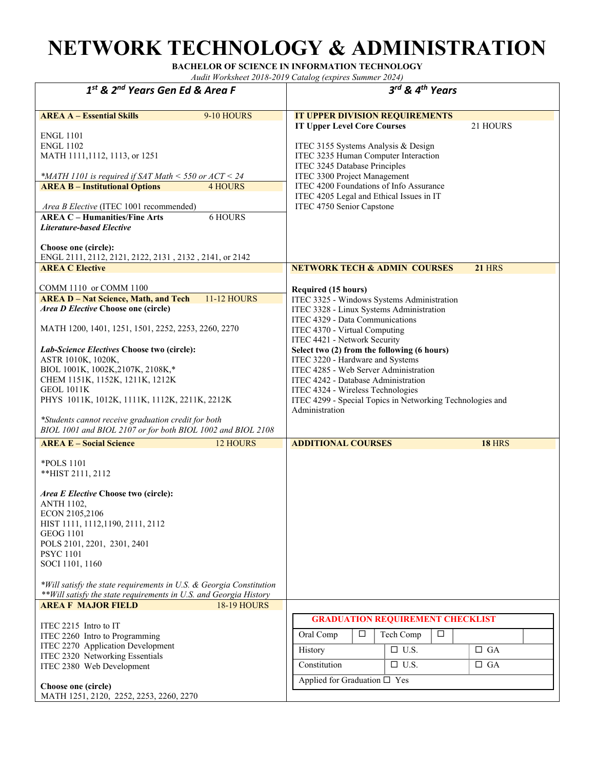# NETWORK TECHNOLOGY & ADMINISTRATION

**BACHELOR OF SCIENCE IN INFORMATION TECHNOLOGY**

*Audit Worksheet 2018-2019 Catalog (expires Summer 2024)*

## 1st & 2nd Years Gen Ed & Area F

**AREA A – Essential Skills** 9-10 HOURS

ENGL 1101
ENGL 1102
MATH 1111,1112, 1113, or 1251

*MATH 1101 is required if SAT Math < 550 or ACT < 24*

**AREA B – Institutional Options** 4 HOURS

*Area B Elective* (ITEC 1001 recommended)

**AREA C – Humanities/Fine Arts** 6 HOURS

***Literature-based Elective***

**Choose one (circle):**
ENGL 2111, 2112, 2121, 2122, 2131 , 2132 , 2141, or 2142

**AREA C Elective**

COMM 1110 or COMM 1100

**AREA D – Nat Science, Math, and Tech** 11-12 HOURS

***Area D Elective*** **Choose one (circle)**

MATH 1200, 1401, 1251, 1501, 2252, 2253, 2260, 2270

***Lab-Science Electives*** **Choose two (circle):**
ASTR 1010K, 1020K,
BIOL 1001K, 1002K,2107K, 2108K,*
CHEM 1151K, 1152K, 1211K, 1212K
GEOL 1011K
PHYS 1011K, 1012K, 1111K, 1112K, 2211K, 2212K

*\*Students cannot receive graduation credit for both BIOL 1001 and BIOL 2107 or for both BIOL 1002 and BIOL 2108*

**AREA E – Social Science** 12 HOURS

*POLS 1101
**HIST 2111, 2112

***Area E Elective*** **Choose two (circle):**
ANTH 1102,
ECON 2105,2106
HIST 1111, 1112,1190, 2111, 2112
GEOG 1101
POLS 2101, 2201, 2301, 2401
PSYC 1101
SOCI 1101, 1160

*\*Will satisfy the state requirements in U.S. & Georgia Constitution*
*\*\*Will satisfy the state requirements in U.S. and Georgia History*

**AREA F MAJOR FIELD** 18-19 HOURS

ITEC 2215 Intro to IT
ITEC 2260 Intro to Programming
ITEC 2270 Application Development
ITEC 2320 Networking Essentials
ITEC 2380 Web Development

**Choose one (circle)**
MATH 1251, 2120, 2252, 2253, 2260, 2270

## 3rd & 4th Years

**IT UPPER DIVISION REQUIREMENTS**

**IT Upper Level Core Courses** 21 HOURS

ITEC 3155 Systems Analysis & Design
ITEC 3235 Human Computer Interaction
ITEC 3245 Database Principles
ITEC 3300 Project Management
ITEC 4200 Foundations of Info Assurance
ITEC 4205 Legal and Ethical Issues in IT
ITEC 4750 Senior Capstone

**NETWORK TECH & ADMIN COURSES** **21** HRS

**Required (15 hours)**
ITEC 3325 - Windows Systems Administration
ITEC 3328 - Linux Systems Administration
ITEC 4329 - Data Communications
ITEC 4370 - Virtual Computing
ITEC 4421 - Network Security

**Select two (2) from the following (6 hours)**
ITEC 3220 - Hardware and Systems
ITEC 4285 - Web Server Administration
ITEC 4242 - Database Administration
ITEC 4324 - Wireless Technologies
ITEC 4299 - Special Topics in Networking Technologies and Administration

**ADDITIONAL COURSES** **18** HRS

**GRADUATION REQUIREMENT CHECKLIST**

| Oral Comp | ☐ | Tech Comp | ☐ |
|---|---|---|---|
| History | ☐ U.S. | ☐ GA | |
| Constitution | ☐ U.S. | ☐ GA | |
| Applied for Graduation ☐ Yes | | | |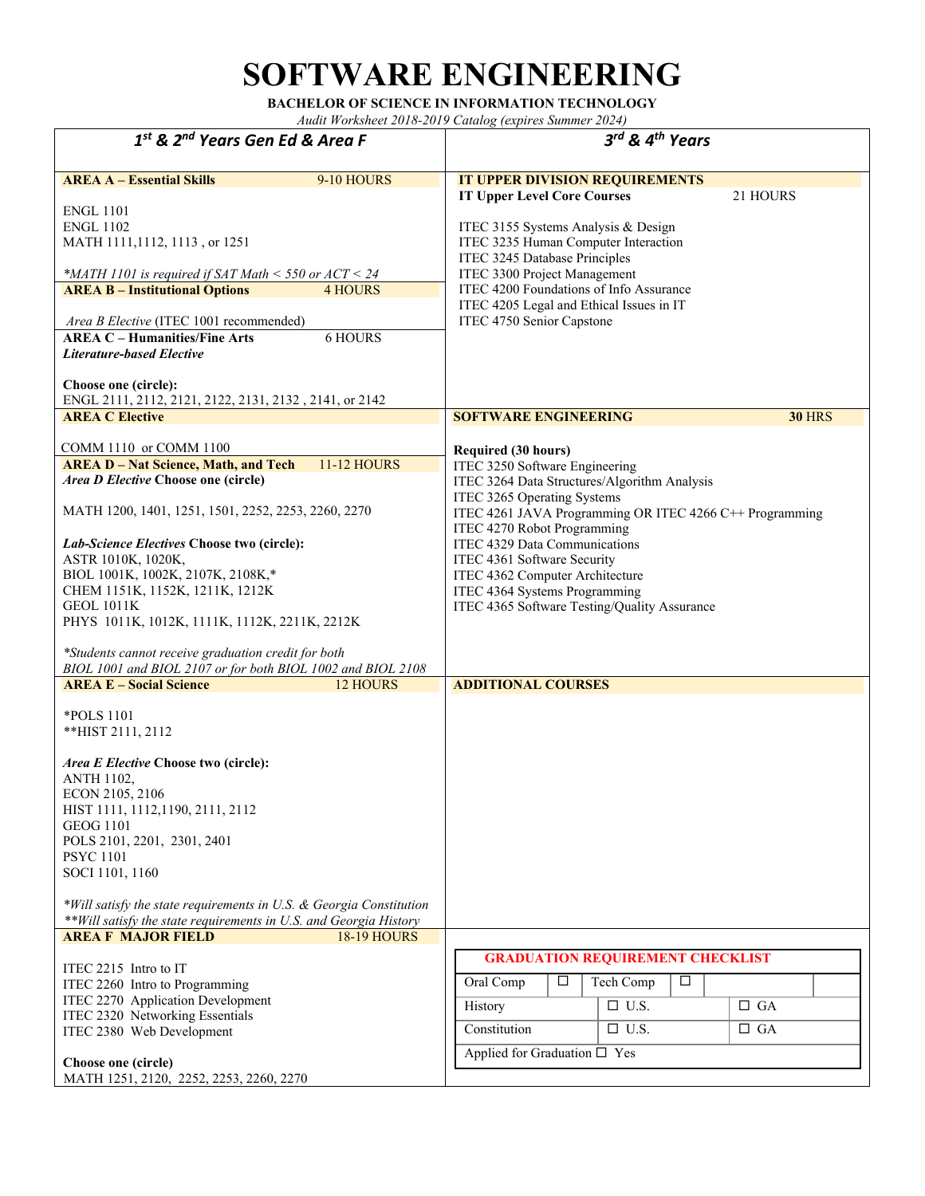# SOFTWARE ENGINEERING

**BACHELOR OF SCIENCE IN INFORMATION TECHNOLOGY**

*Audit Worksheet 2018-2019 Catalog (expires Summer 2024)*

## 1st & 2nd Years Gen Ed & Area F

**AREA A – Essential Skills** 9-10 HOURS

ENGL 1101
ENGL 1102
MATH 1111,1112, 1113 , or 1251

*MATH 1101 is required if SAT Math < 550 or ACT < 24*

**AREA B – Institutional Options** 4 HOURS

*Area B Elective* (ITEC 1001 recommended)

**AREA C – Humanities/Fine Arts** 6 HOURS

***Literature-based Elective***

**Choose one (circle):**
ENGL 2111, 2112, 2121, 2122, 2131, 2132 , 2141, or 2142

**AREA C Elective**

COMM 1110 or COMM 1100

**AREA D – Nat Science, Math, and Tech** 11-12 HOURS

***Area D Elective*** **Choose one (circle)**

MATH 1200, 1401, 1251, 1501, 2252, 2253, 2260, 2270

***Lab-Science Electives*** **Choose two (circle):**
ASTR 1010K, 1020K,
BIOL 1001K, 1002K, 2107K, 2108K,*
CHEM 1151K, 1152K, 1211K, 1212K
GEOL 1011K
PHYS 1011K, 1012K, 1111K, 1112K, 2211K, 2212K

*\*Students cannot receive graduation credit for both BIOL 1001 and BIOL 2107 or for both BIOL 1002 and BIOL 2108*

**AREA E – Social Science** 12 HOURS

*POLS 1101
**HIST 2111, 2112

***Area E Elective*** **Choose two (circle):**
ANTH 1102,
ECON 2105, 2106
HIST 1111, 1112,1190, 2111, 2112
GEOG 1101
POLS 2101, 2201, 2301, 2401
PSYC 1101
SOCI 1101, 1160

*\*Will satisfy the state requirements in U.S. & Georgia Constitution*
*\*\*Will satisfy the state requirements in U.S. and Georgia History*

**AREA F MAJOR FIELD** 18-19 HOURS

ITEC 2215 Intro to IT
ITEC 2260 Intro to Programming
ITEC 2270 Application Development
ITEC 2320 Networking Essentials
ITEC 2380 Web Development

**Choose one (circle)**
MATH 1251, 2120, 2252, 2253, 2260, 2270

## 3rd & 4th Years

**IT UPPER DIVISION REQUIREMENTS**

**IT Upper Level Core Courses** 21 HOURS

ITEC 3155 Systems Analysis & Design
ITEC 3235 Human Computer Interaction
ITEC 3245 Database Principles
ITEC 3300 Project Management
ITEC 4200 Foundations of Info Assurance
ITEC 4205 Legal and Ethical Issues in IT
ITEC 4750 Senior Capstone

**SOFTWARE ENGINEERING** **30** HRS

**Required (30 hours)**
ITEC 3250 Software Engineering
ITEC 3264 Data Structures/Algorithm Analysis
ITEC 3265 Operating Systems
ITEC 4261 JAVA Programming OR ITEC 4266 C++ Programming
ITEC 4270 Robot Programming
ITEC 4329 Data Communications
ITEC 4361 Software Security
ITEC 4362 Computer Architecture
ITEC 4364 Systems Programming
ITEC 4365 Software Testing/Quality Assurance

**ADDITIONAL COURSES**

**GRADUATION REQUIREMENT CHECKLIST**

| Oral Comp | ☐ | Tech Comp | ☐ |
|---|---|---|---|
| History | ☐ U.S. | | ☐ GA |
| Constitution | ☐ U.S. | | ☐ GA |
| Applied for Graduation ☐ Yes | | | |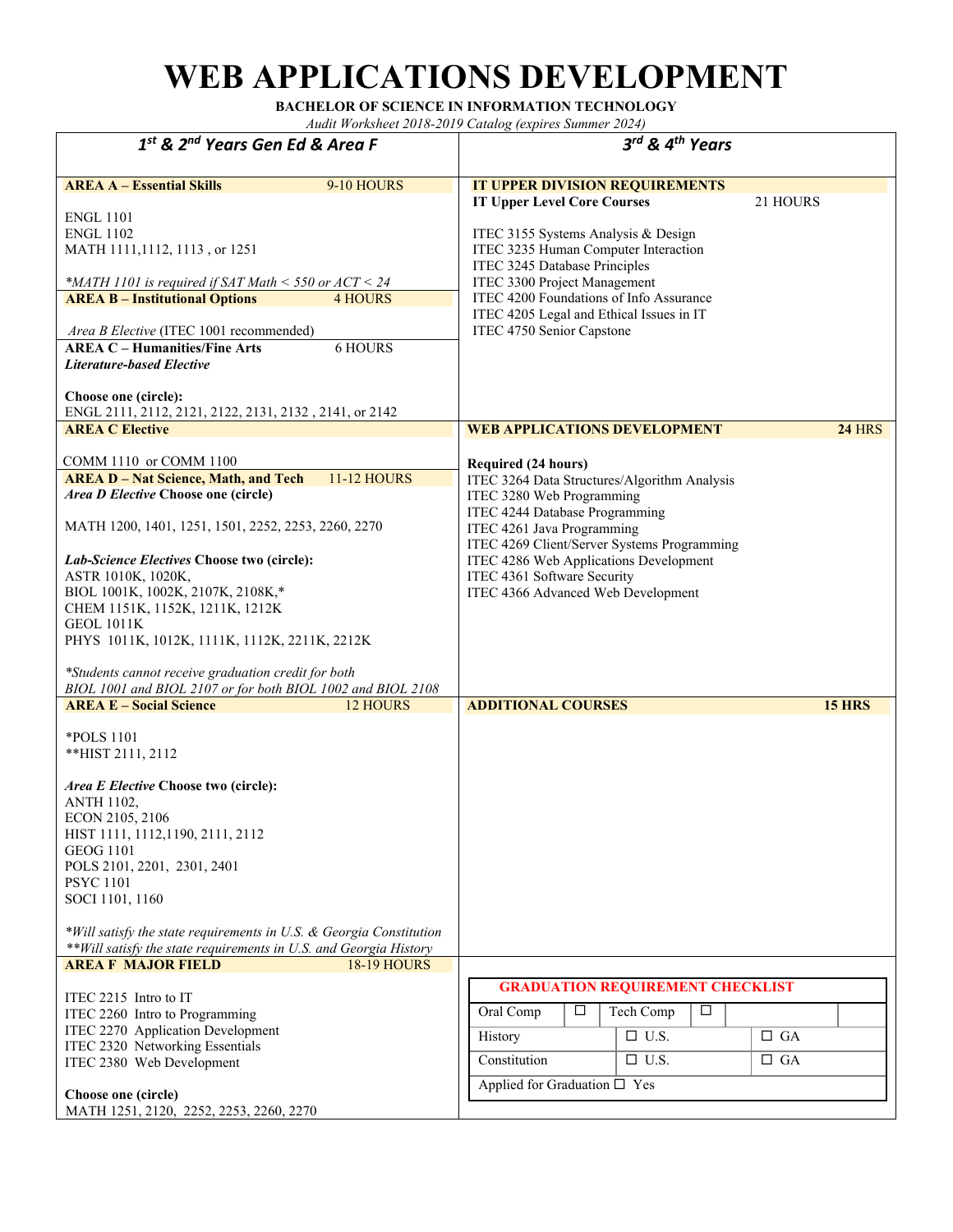# WEB APPLICATIONS DEVELOPMENT

**BACHELOR OF SCIENCE IN INFORMATION TECHNOLOGY**

*Audit Worksheet 2018-2019 Catalog (expires Summer 2024)*

## *1st & 2nd Years Gen Ed & Area F*

**AREA A – Essential Skills** 9-10 HOURS

ENGL 1101
ENGL 1102
MATH 1111,1112, 1113 , or 1251

*\*MATH 1101 is required if SAT Math < 550 or ACT < 24*

**AREA B – Institutional Options** 4 HOURS

*Area B Elective* (ITEC 1001 recommended)

**AREA C – Humanities/Fine Arts** 6 HOURS

***Literature-based Elective***

**Choose one (circle):**
ENGL 2111, 2112, 2121, 2122, 2131, 2132 , 2141, or 2142

**AREA C Elective**

COMM 1110 or COMM 1100

**AREA D – Nat Science, Math, and Tech** 11-12 HOURS

***Area D Elective* Choose one (circle)**

MATH 1200, 1401, 1251, 1501, 2252, 2253, 2260, 2270

***Lab-Science Electives* Choose two (circle):**
ASTR 1010K, 1020K,
BIOL 1001K, 1002K, 2107K, 2108K,*
CHEM 1151K, 1152K, 1211K, 1212K
GEOL 1011K
PHYS 1011K, 1012K, 1111K, 1112K, 2211K, 2212K

*\*Students cannot receive graduation credit for both BIOL 1001 and BIOL 2107 or for both BIOL 1002 and BIOL 2108*

**AREA E – Social Science** 12 HOURS

*POLS 1101
**HIST 2111, 2112

***Area E Elective* Choose two (circle):**
ANTH 1102,
ECON 2105, 2106
HIST 1111, 1112,1190, 2111, 2112
GEOG 1101
POLS 2101, 2201, 2301, 2401
PSYC 1101
SOCI 1101, 1160

*\*Will satisfy the state requirements in U.S. & Georgia Constitution*
*\*\*Will satisfy the state requirements in U.S. and Georgia History*

**AREA F MAJOR FIELD** 18-19 HOURS

ITEC 2215 Intro to IT
ITEC 2260 Intro to Programming
ITEC 2270 Application Development
ITEC 2320 Networking Essentials
ITEC 2380 Web Development

**Choose one (circle)**
MATH 1251, 2120, 2252, 2253, 2260, 2270

## *3rd & 4th Years*

**IT UPPER DIVISION REQUIREMENTS**

**IT Upper Level Core Courses** 21 HOURS

ITEC 3155 Systems Analysis & Design
ITEC 3235 Human Computer Interaction
ITEC 3245 Database Principles
ITEC 3300 Project Management
ITEC 4200 Foundations of Info Assurance
ITEC 4205 Legal and Ethical Issues in IT
ITEC 4750 Senior Capstone

**WEB APPLICATIONS DEVELOPMENT** **24** HRS

**Required (24 hours)**
ITEC 3264 Data Structures/Algorithm Analysis
ITEC 3280 Web Programming
ITEC 4244 Database Programming
ITEC 4261 Java Programming
ITEC 4269 Client/Server Systems Programming
ITEC 4286 Web Applications Development
ITEC 4361 Software Security
ITEC 4366 Advanced Web Development

**ADDITIONAL COURSES** **15 HRS**

**GRADUATION REQUIREMENT CHECKLIST**

| Oral Comp | ☐ | Tech Comp | ☐ |
|---|---|---|---|
| History | | ☐ U.S. | ☐ GA |
| Constitution | | ☐ U.S. | ☐ GA |
| Applied for Graduation ☐ Yes | | | |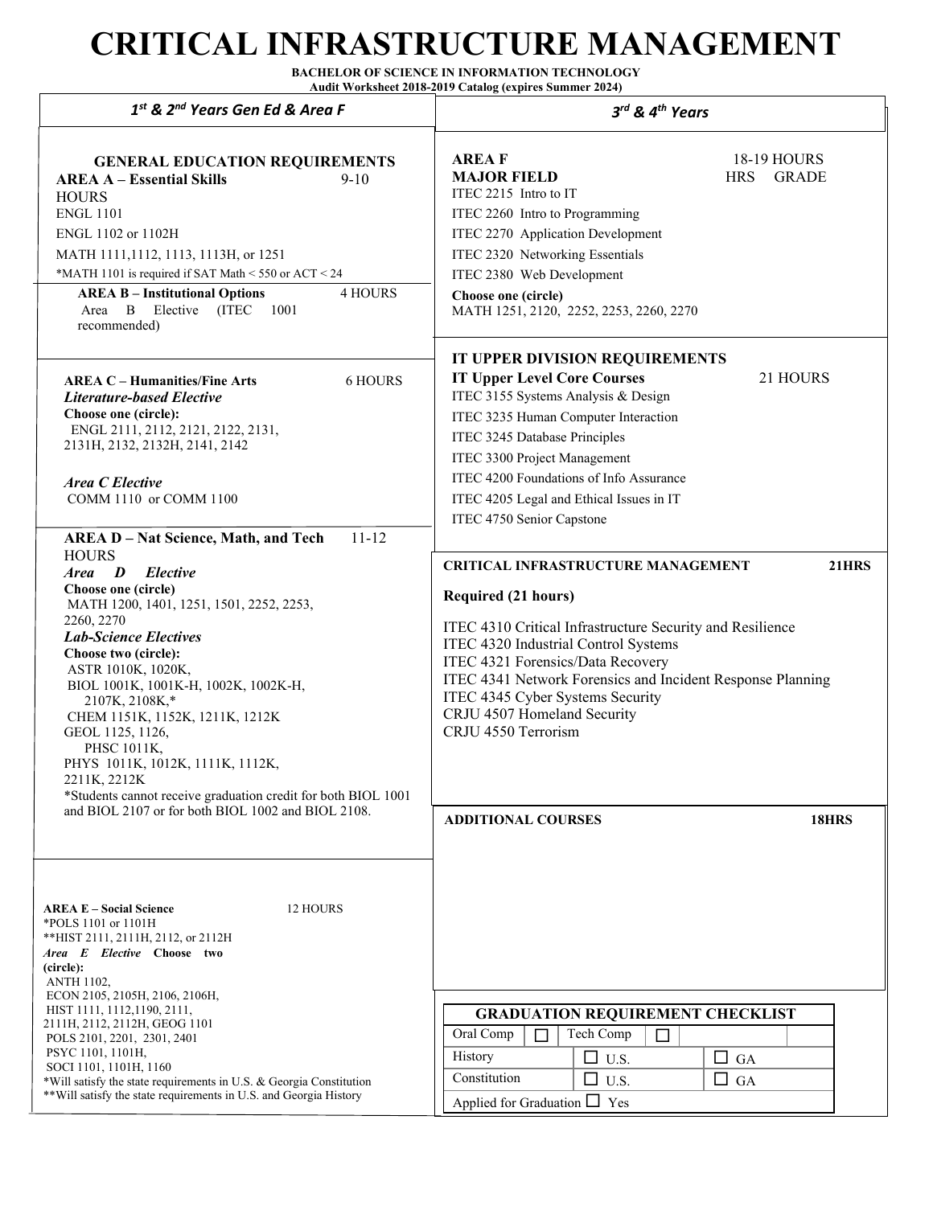# CRITICAL INFRASTRUCTURE MANAGEMENT

**BACHELOR OF SCIENCE IN INFORMATION TECHNOLOGY**
**Audit Worksheet 2018-2019 Catalog (expires Summer 2024)**

## *1st & 2nd Years Gen Ed & Area F*

### GENERAL EDUCATION REQUIREMENTS

**AREA A – Essential Skills** 9-10 HOURS

- ENGL 1101
- ENGL 1102 or 1102H
- MATH 1111,1112, 1113, 1113H, or 1251

*MATH 1101 is required if SAT Math < 550 or ACT < 24

**AREA B – Institutional Options** 4 HOURS

Area B Elective (ITEC 1001 recommended)

**AREA C – Humanities/Fine Arts** 6 HOURS

***Literature-based Elective***
**Choose one (circle):**
ENGL 2111, 2112, 2121, 2122, 2131, 2131H, 2132, 2132H, 2141, 2142

***Area C Elective***
COMM 1110 or COMM 1100

**AREA D – Nat Science, Math, and Tech** 11-12 HOURS

***Area D Elective***
**Choose one (circle)**
MATH 1200, 1401, 1251, 1501, 2252, 2253, 2260, 2270

***Lab-Science Electives***
**Choose two (circle):**
ASTR 1010K, 1020K,
BIOL 1001K, 1001K-H, 1002K, 1002K-H, 2107K, 2108K,*
CHEM 1151K, 1152K, 1211K, 1212K
GEOL 1125, 1126,
PHSC 1011K,
PHYS 1011K, 1012K, 1111K, 1112K, 2211K, 2212K

*Students cannot receive graduation credit for both BIOL 1001 and BIOL 2107 or for both BIOL 1002 and BIOL 2108.

**AREA E – Social Science** 12 HOURS

*POLS 1101 or 1101H
**HIST 2111, 2111H, 2112, or 2112H

***Area E Elective* Choose two (circle):**
ANTH 1102,
ECON 2105, 2105H, 2106, 2106H,
HIST 1111, 1112,1190, 2111, 2111H, 2112, 2112H, GEOG 1101
POLS 2101, 2201, 2301, 2401
PSYC 1101, 1101H,
SOCI 1101, 1101H, 1160

*Will satisfy the state requirements in U.S. & Georgia Constitution
**Will satisfy the state requirements in U.S. and Georgia History

## *3rd & 4th Years*

**AREA F** 18-19 HOURS

| MAJOR FIELD | HRS | GRADE |
|---|---|---|
| ITEC 2215 Intro to IT | | |
| ITEC 2260 Intro to Programming | | |
| ITEC 2270 Application Development | | |
| ITEC 2320 Networking Essentials | | |
| ITEC 2380 Web Development | | |
| **Choose one (circle)** MATH 1251, 2120, 2252, 2253, 2260, 2270 | | |

### IT UPPER DIVISION REQUIREMENTS

**IT Upper Level Core Courses** 21 HOURS

- ITEC 3155 Systems Analysis & Design
- ITEC 3235 Human Computer Interaction
- ITEC 3245 Database Principles
- ITEC 3300 Project Management
- ITEC 4200 Foundations of Info Assurance
- ITEC 4205 Legal and Ethical Issues in IT
- ITEC 4750 Senior Capstone

**CRITICAL INFRASTRUCTURE MANAGEMENT** **21HRS**

**Required (21 hours)**

- ITEC 4310 Critical Infrastructure Security and Resilience
- ITEC 4320 Industrial Control Systems
- ITEC 4321 Forensics/Data Recovery
- ITEC 4341 Network Forensics and Incident Response Planning
- ITEC 4345 Cyber Systems Security
- CRJU 4507 Homeland Security
- CRJU 4550 Terrorism

**ADDITIONAL COURSES** **18HRS**

| GRADUATION REQUIREMENT CHECKLIST | | | |
|---|---|---|---|
| Oral Comp ☐ | Tech Comp ☐ | | |
| History | ☐ U.S. | ☐ GA | |
| Constitution | ☐ U.S. | ☐ GA | |
| Applied for Graduation ☐ Yes | | | |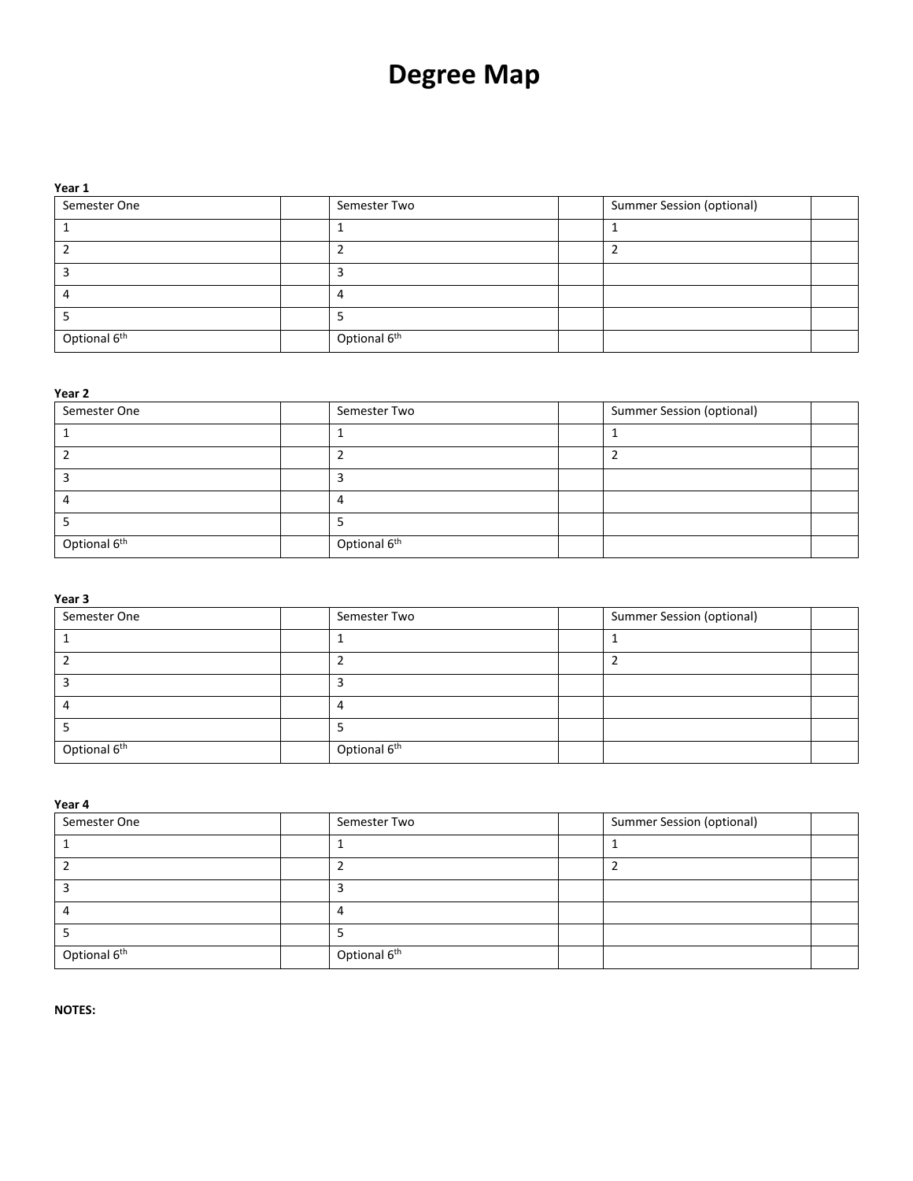# Degree Map

**Year 1**

| Semester One | | Semester Two | | Summer Session (optional) | |
|---|---|---|---|---|---|
| 1 | | 1 | | 1 | |
| 2 | | 2 | | 2 | |
| 3 | | 3 | | | |
| 4 | | 4 | | | |
| 5 | | 5 | | | |
| Optional 6th | | Optional 6th | | | |

**Year 2**

| Semester One | | Semester Two | | Summer Session (optional) | |
|---|---|---|---|---|---|
| 1 | | 1 | | 1 | |
| 2 | | 2 | | 2 | |
| 3 | | 3 | | | |
| 4 | | 4 | | | |
| 5 | | 5 | | | |
| Optional 6th | | Optional 6th | | | |

**Year 3**

| Semester One | | Semester Two | | Summer Session (optional) | |
|---|---|---|---|---|---|
| 1 | | 1 | | 1 | |
| 2 | | 2 | | 2 | |
| 3 | | 3 | | | |
| 4 | | 4 | | | |
| 5 | | 5 | | | |
| Optional 6th | | Optional 6th | | | |

**Year 4**

| Semester One | | Semester Two | | Summer Session (optional) | |
|---|---|---|---|---|---|
| 1 | | 1 | | 1 | |
| 2 | | 2 | | 2 | |
| 3 | | 3 | | | |
| 4 | | 4 | | | |
| 5 | | 5 | | | |
| Optional 6th | | Optional 6th | | | |

**NOTES:**